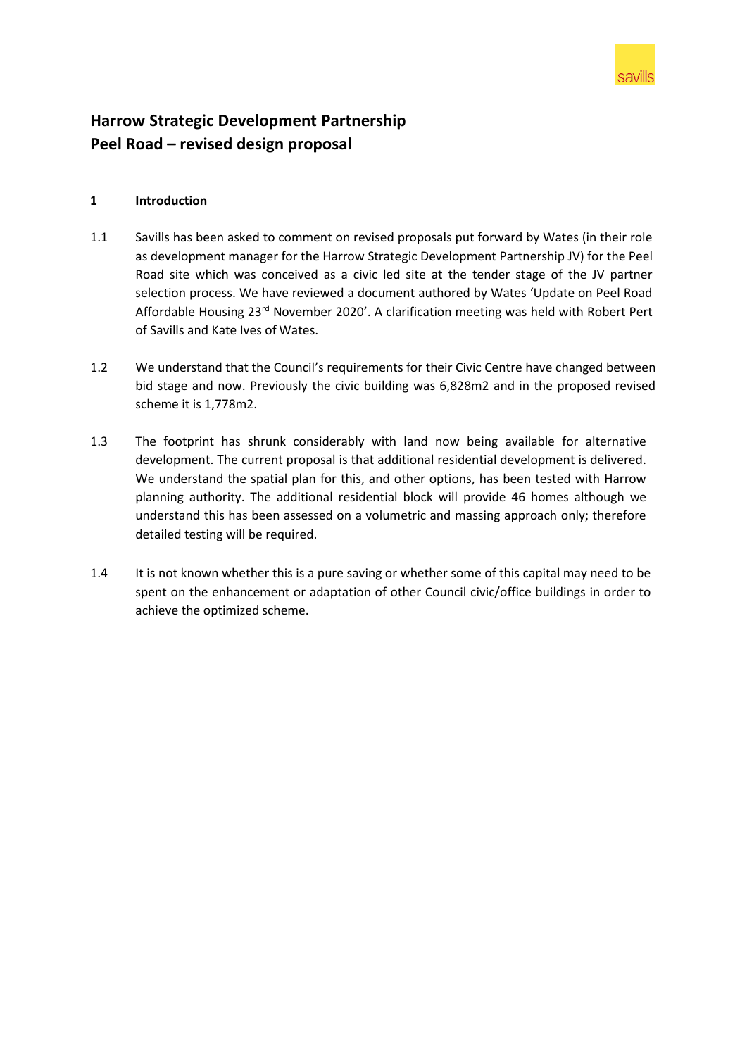# Harrow Strategic Development Partnership
# Peel Road – revised design proposal

## 1 Introduction

1.1 Savills has been asked to comment on revised proposals put forward by Wates (in their role as development manager for the Harrow Strategic Development Partnership JV) for the Peel Road site which was conceived as a civic led site at the tender stage of the JV partner selection process. We have reviewed a document authored by Wates 'Update on Peel Road Affordable Housing 23rd November 2020'. A clarification meeting was held with Robert Pert of Savills and Kate Ives of Wates.

1.2 We understand that the Council's requirements for their Civic Centre have changed between bid stage and now. Previously the civic building was 6,828m2 and in the proposed revised scheme it is 1,778m2.

1.3 The footprint has shrunk considerably with land now being available for alternative development. The current proposal is that additional residential development is delivered. We understand the spatial plan for this, and other options, has been tested with Harrow planning authority. The additional residential block will provide 46 homes although we understand this has been assessed on a volumetric and massing approach only; therefore detailed testing will be required.

1.4 It is not known whether this is a pure saving or whether some of this capital may need to be spent on the enhancement or adaptation of other Council civic/office buildings in order to achieve the optimized scheme.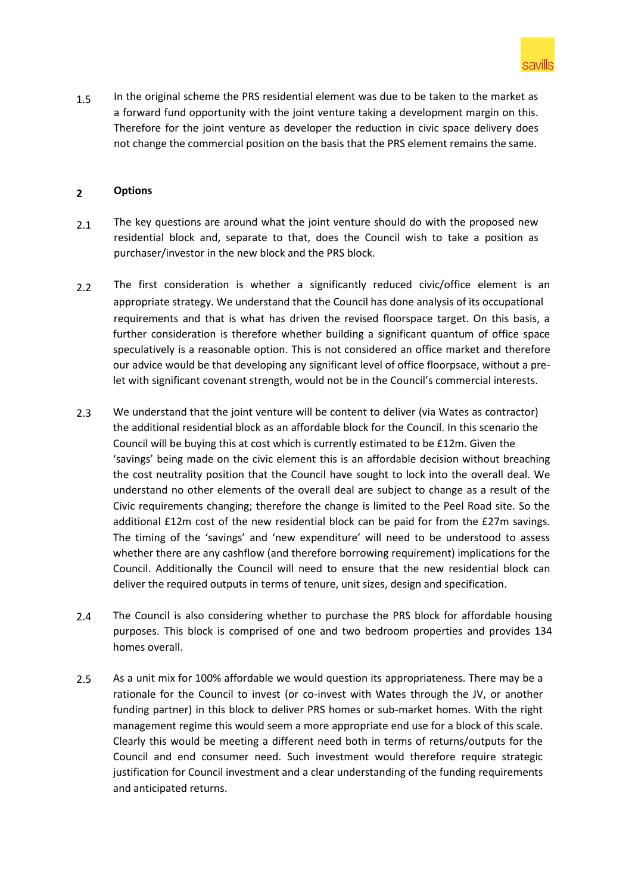1.5 In the original scheme the PRS residential element was due to be taken to the market as a forward fund opportunity with the joint venture taking a development margin on this. Therefore for the joint venture as developer the reduction in civic space delivery does not change the commercial position on the basis that the PRS element remains the same.

## 2 Options

2.1 The key questions are around what the joint venture should do with the proposed new residential block and, separate to that, does the Council wish to take a position as purchaser/investor in the new block and the PRS block.

2.2 The first consideration is whether a significantly reduced civic/office element is an appropriate strategy. We understand that the Council has done analysis of its occupational requirements and that is what has driven the revised floorspace target. On this basis, a further consideration is therefore whether building a significant quantum of office space speculatively is a reasonable option. This is not considered an office market and therefore our advice would be that developing any significant level of office floorpsace, without a pre-let with significant covenant strength, would not be in the Council's commercial interests.

2.3 We understand that the joint venture will be content to deliver (via Wates as contractor) the additional residential block as an affordable block for the Council. In this scenario the Council will be buying this at cost which is currently estimated to be £12m. Given the 'savings' being made on the civic element this is an affordable decision without breaching the cost neutrality position that the Council have sought to lock into the overall deal. We understand no other elements of the overall deal are subject to change as a result of the Civic requirements changing; therefore the change is limited to the Peel Road site. So the additional £12m cost of the new residential block can be paid for from the £27m savings. The timing of the 'savings' and 'new expenditure' will need to be understood to assess whether there are any cashflow (and therefore borrowing requirement) implications for the Council. Additionally the Council will need to ensure that the new residential block can deliver the required outputs in terms of tenure, unit sizes, design and specification.

2.4 The Council is also considering whether to purchase the PRS block for affordable housing purposes. This block is comprised of one and two bedroom properties and provides 134 homes overall.

2.5 As a unit mix for 100% affordable we would question its appropriateness. There may be a rationale for the Council to invest (or co-invest with Wates through the JV, or another funding partner) in this block to deliver PRS homes or sub-market homes. With the right management regime this would seem a more appropriate end use for a block of this scale. Clearly this would be meeting a different need both in terms of returns/outputs for the Council and end consumer need. Such investment would therefore require strategic justification for Council investment and a clear understanding of the funding requirements and anticipated returns.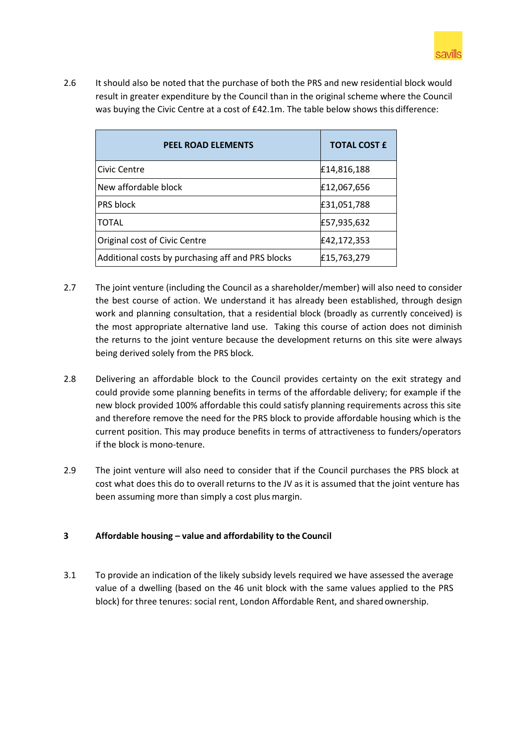2.6 It should also be noted that the purchase of both the PRS and new residential block would result in greater expenditure by the Council than in the original scheme where the Council was buying the Civic Centre at a cost of £42.1m. The table below shows this difference:

| PEEL ROAD ELEMENTS | TOTAL COST £ |
|---|---|
| Civic Centre | £14,816,188 |
| New affordable block | £12,067,656 |
| PRS block | £31,051,788 |
| TOTAL | £57,935,632 |
| Original cost of Civic Centre | £42,172,353 |
| Additional costs by purchasing aff and PRS blocks | £15,763,279 |

2.7 The joint venture (including the Council as a shareholder/member) will also need to consider the best course of action. We understand it has already been established, through design work and planning consultation, that a residential block (broadly as currently conceived) is the most appropriate alternative land use. Taking this course of action does not diminish the returns to the joint venture because the development returns on this site were always being derived solely from the PRS block.

2.8 Delivering an affordable block to the Council provides certainty on the exit strategy and could provide some planning benefits in terms of the affordable delivery; for example if the new block provided 100% affordable this could satisfy planning requirements across this site and therefore remove the need for the PRS block to provide affordable housing which is the current position. This may produce benefits in terms of attractiveness to funders/operators if the block is mono-tenure.

2.9 The joint venture will also need to consider that if the Council purchases the PRS block at cost what does this do to overall returns to the JV as it is assumed that the joint venture has been assuming more than simply a cost plus margin.

## 3 Affordable housing – value and affordability to the Council

3.1 To provide an indication of the likely subsidy levels required we have assessed the average value of a dwelling (based on the 46 unit block with the same values applied to the PRS block) for three tenures: social rent, London Affordable Rent, and shared ownership.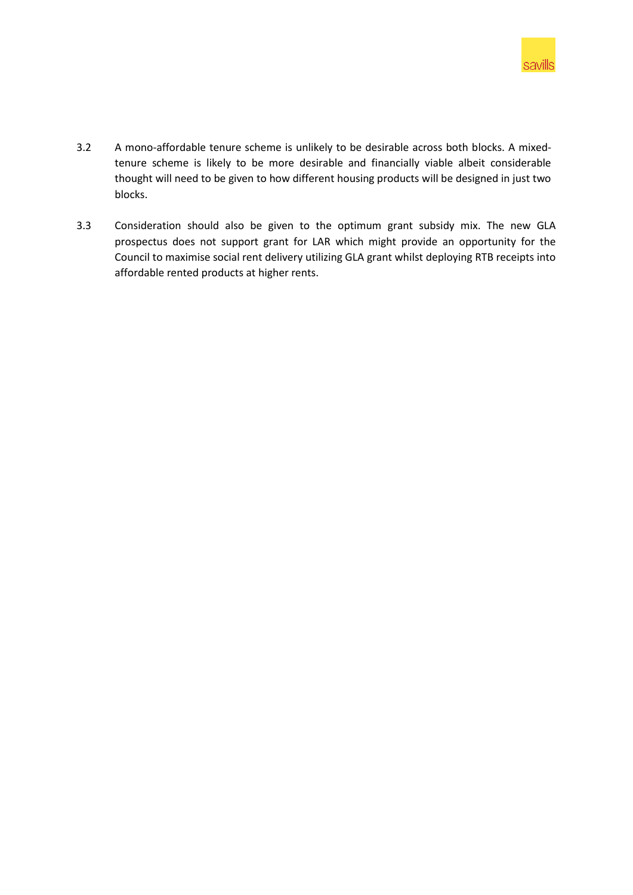3.2 A mono-affordable tenure scheme is unlikely to be desirable across both blocks. A mixed-tenure scheme is likely to be more desirable and financially viable albeit considerable thought will need to be given to how different housing products will be designed in just two blocks.

3.3 Consideration should also be given to the optimum grant subsidy mix. The new GLA prospectus does not support grant for LAR which might provide an opportunity for the Council to maximise social rent delivery utilizing GLA grant whilst deploying RTB receipts into affordable rented products at higher rents.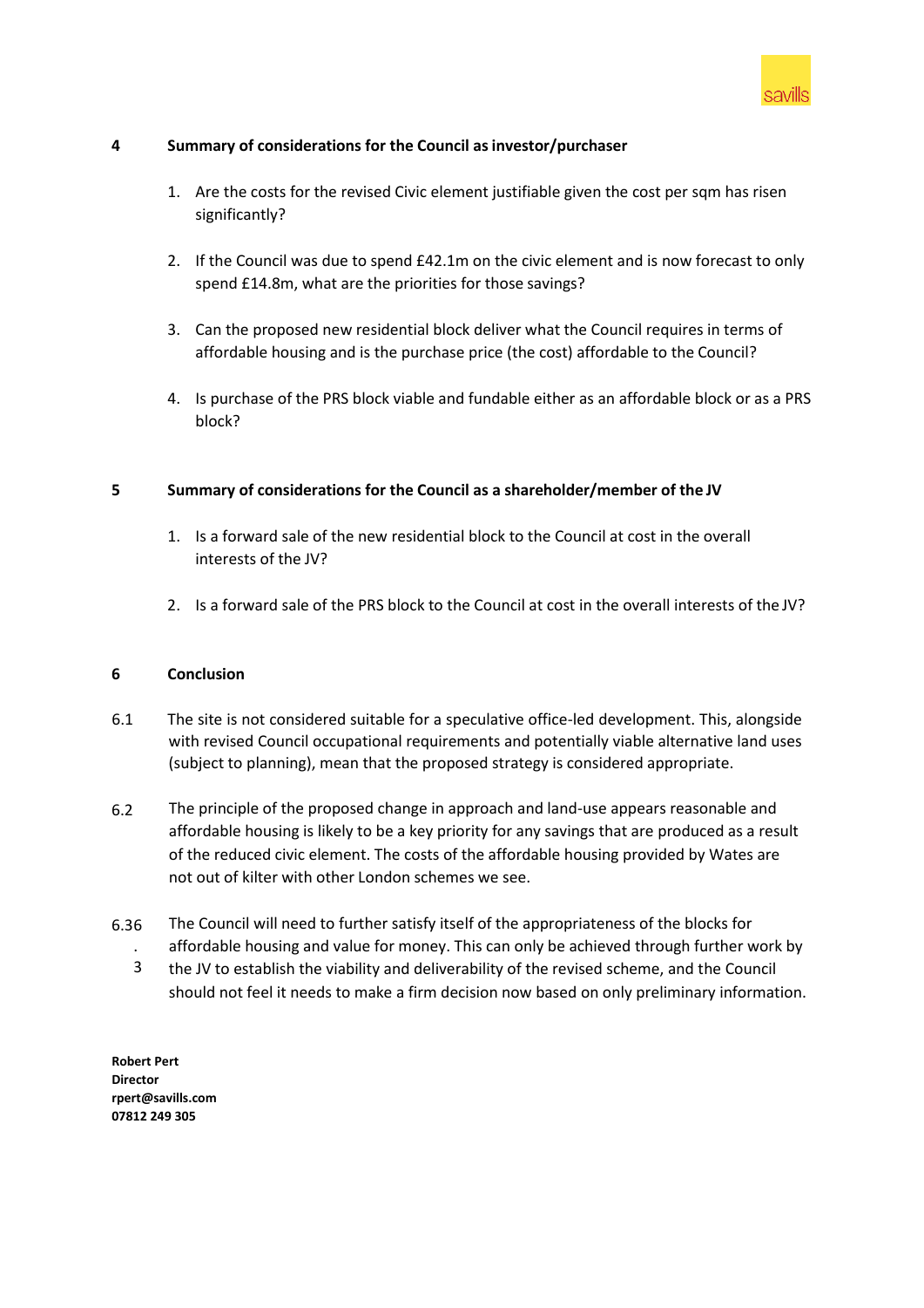## 4 Summary of considerations for the Council as investor/purchaser

1. Are the costs for the revised Civic element justifiable given the cost per sqm has risen significantly?

2. If the Council was due to spend £42.1m on the civic element and is now forecast to only spend £14.8m, what are the priorities for those savings?

3. Can the proposed new residential block deliver what the Council requires in terms of affordable housing and is the purchase price (the cost) affordable to the Council?

4. Is purchase of the PRS block viable and fundable either as an affordable block or as a PRS block?

## 5 Summary of considerations for the Council as a shareholder/member of the JV

1. Is a forward sale of the new residential block to the Council at cost in the overall interests of the JV?

2. Is a forward sale of the PRS block to the Council at cost in the overall interests of the JV?

## 6 Conclusion

6.1 The site is not considered suitable for a speculative office-led development. This, alongside with revised Council occupational requirements and potentially viable alternative land uses (subject to planning), mean that the proposed strategy is considered appropriate.

6.2 The principle of the proposed change in approach and land-use appears reasonable and affordable housing is likely to be a key priority for any savings that are produced as a result of the reduced civic element. The costs of the affordable housing provided by Wates are not out of kilter with other London schemes we see.

6.36.3 The Council will need to further satisfy itself of the appropriateness of the blocks for affordable housing and value for money. This can only be achieved through further work by the JV to establish the viability and deliverability of the revised scheme, and the Council should not feel it needs to make a firm decision now based on only preliminary information.

**Robert Pert**
**Director**
**rpert@savills.com**
**07812 249 305**